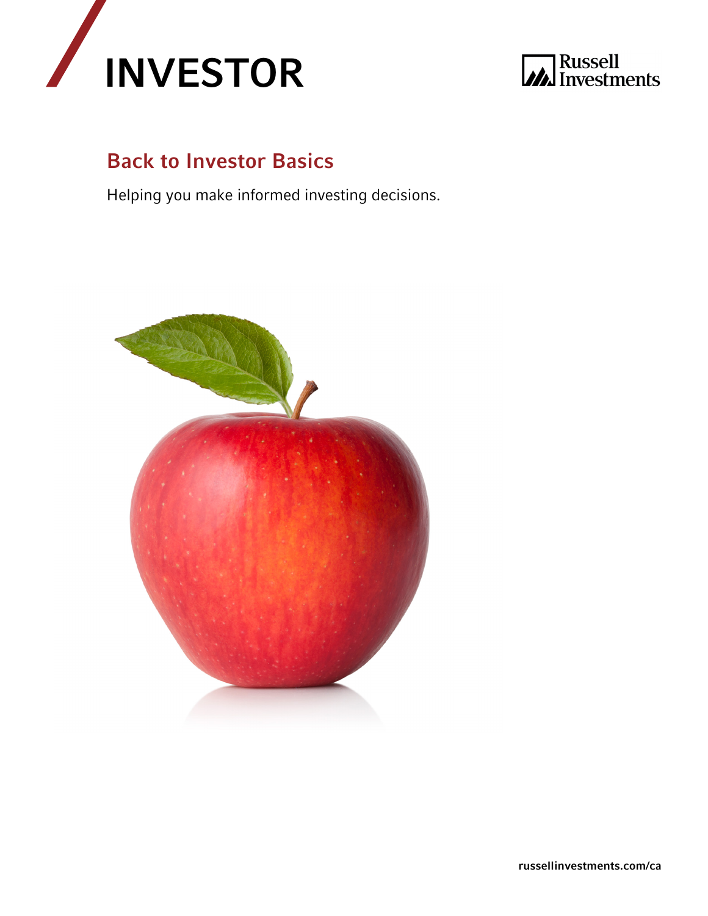# INVESTOR

Russell Investments

## Back to Investor Basics

Helping you make informed investing decisions.

russellinvestments.com/ca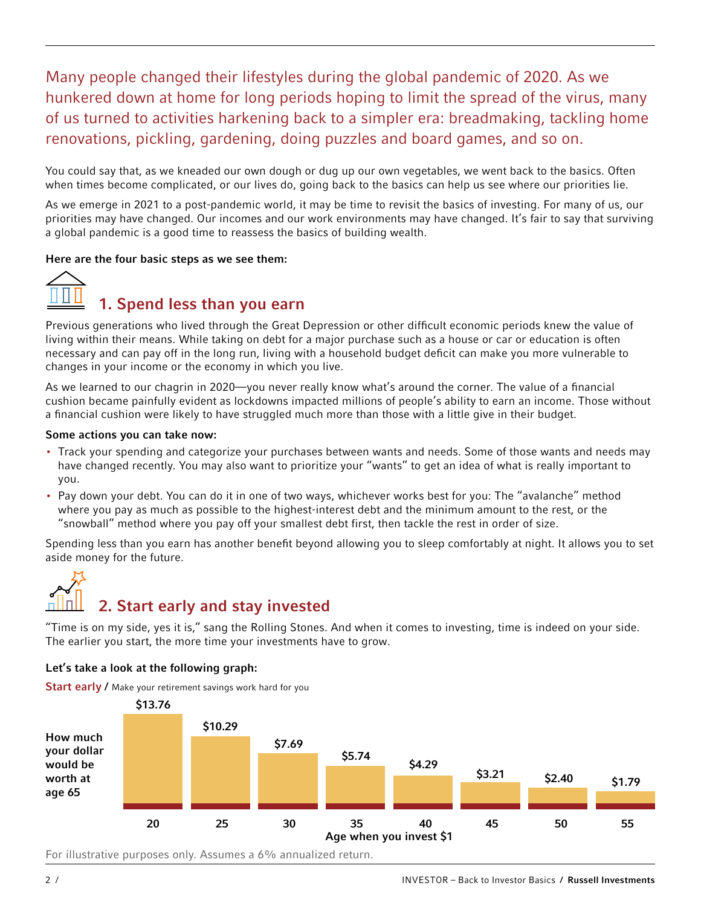Many people changed their lifestyles during the global pandemic of 2020. As we hunkered down at home for long periods hoping to limit the spread of the virus, many of us turned to activities harkening back to a simpler era: breadmaking, tackling home renovations, pickling, gardening, doing puzzles and board games, and so on.

You could say that, as we kneaded our own dough or dug up our own vegetables, we went back to the basics. Often when times become complicated, or our lives do, going back to the basics can help us see where our priorities lie.

As we emerge in 2021 to a post-pandemic world, it may be time to revisit the basics of investing. For many of us, our priorities may have changed. Our incomes and our work environments may have changed. It's fair to say that surviving a global pandemic is a good time to reassess the basics of building wealth.

**Here are the four basic steps as we see them:**

## 1. Spend less than you earn

Previous generations who lived through the Great Depression or other difficult economic periods knew the value of living within their means. While taking on debt for a major purchase such as a house or car or education is often necessary and can pay off in the long run, living with a household budget deficit can make you more vulnerable to changes in your income or the economy in which you live.

As we learned to our chagrin in 2020—you never really know what's around the corner. The value of a financial cushion became painfully evident as lockdowns impacted millions of people's ability to earn an income. Those without a financial cushion were likely to have struggled much more than those with a little give in their budget.

**Some actions you can take now:**

- Track your spending and categorize your purchases between wants and needs. Some of those wants and needs may have changed recently. You may also want to prioritize your "wants" to get an idea of what is really important to you.
- Pay down your debt. You can do it in one of two ways, whichever works best for you: The "avalanche" method where you pay as much as possible to the highest-interest debt and the minimum amount to the rest, or the "snowball" method where you pay off your smallest debt first, then tackle the rest in order of size.

Spending less than you earn has another benefit beyond allowing you to sleep comfortably at night. It allows you to set aside money for the future.

## 2. Start early and stay invested

"Time is on my side, yes it is," sang the Rolling Stones. And when it comes to investing, time is indeed on your side. The earlier you start, the more time your investments have to grow.

**Let's take a look at the following graph:**

**Start early** / Make your retirement savings work hard for you

| Age when you invest $1 | 20 | 25 | 30 | 35 | 40 | 45 | 50 | 55 |
|---|---|---|---|---|---|---|---|---|
| **How much your dollar would be worth at age 65** | $13.76 | $10.29 | $7.69 | $5.74 | $4.29 | $3.21 | $2.40 | $1.79 |

For illustrative purposes only. Assumes a 6% annualized return.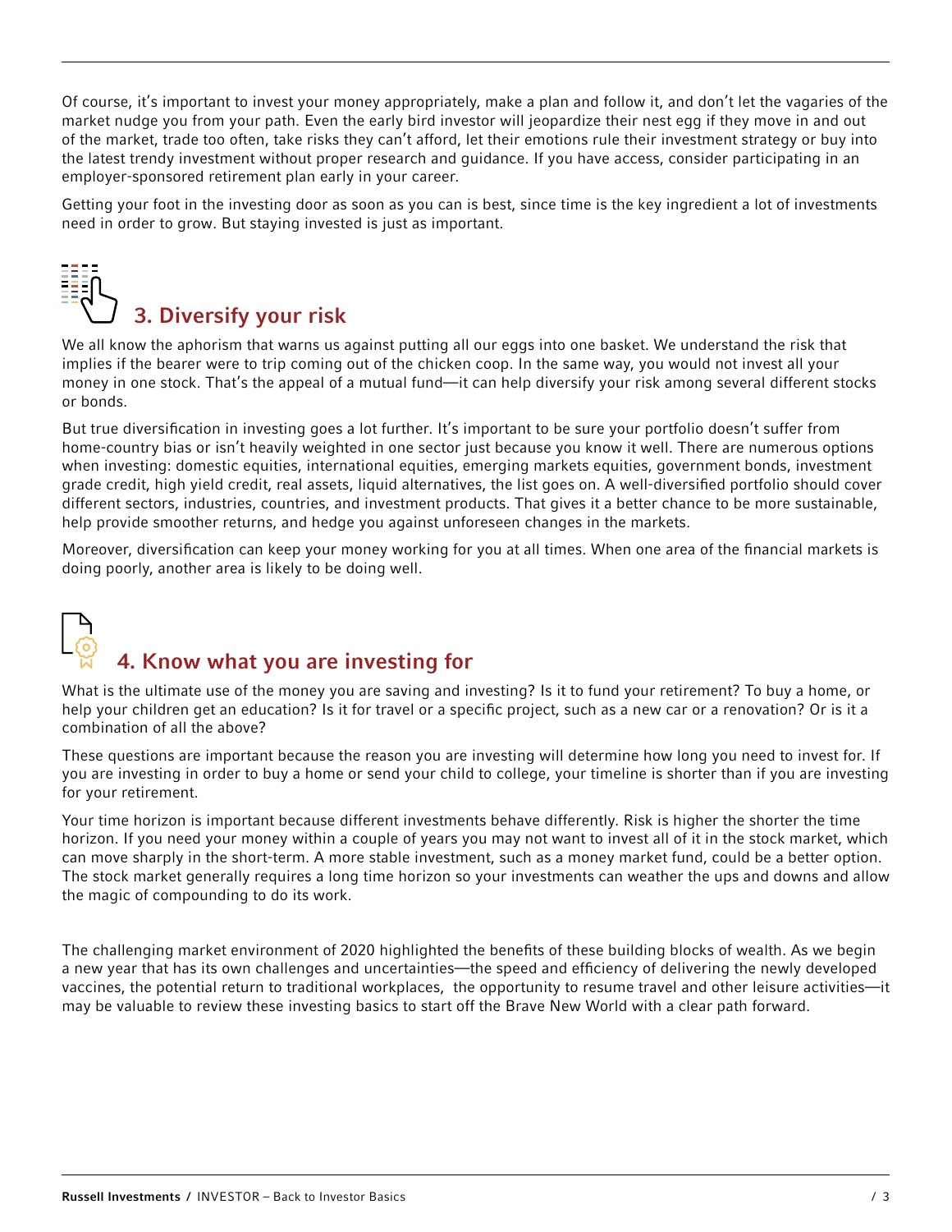Of course, it's important to invest your money appropriately, make a plan and follow it, and don't let the vagaries of the market nudge you from your path. Even the early bird investor will jeopardize their nest egg if they move in and out of the market, trade too often, take risks they can't afford, let their emotions rule their investment strategy or buy into the latest trendy investment without proper research and guidance. If you have access, consider participating in an employer-sponsored retirement plan early in your career.

Getting your foot in the investing door as soon as you can is best, since time is the key ingredient a lot of investments need in order to grow. But staying invested is just as important.

## 3. Diversify your risk

We all know the aphorism that warns us against putting all our eggs into one basket. We understand the risk that implies if the bearer were to trip coming out of the chicken coop. In the same way, you would not invest all your money in one stock. That's the appeal of a mutual fund—it can help diversify your risk among several different stocks or bonds.

But true diversification in investing goes a lot further. It's important to be sure your portfolio doesn't suffer from home-country bias or isn't heavily weighted in one sector just because you know it well. There are numerous options when investing: domestic equities, international equities, emerging markets equities, government bonds, investment grade credit, high yield credit, real assets, liquid alternatives, the list goes on. A well-diversified portfolio should cover different sectors, industries, countries, and investment products. That gives it a better chance to be more sustainable, help provide smoother returns, and hedge you against unforeseen changes in the markets.

Moreover, diversification can keep your money working for you at all times. When one area of the financial markets is doing poorly, another area is likely to be doing well.

## 4. Know what you are investing for

What is the ultimate use of the money you are saving and investing? Is it to fund your retirement? To buy a home, or help your children get an education? Is it for travel or a specific project, such as a new car or a renovation? Or is it a combination of all the above?

These questions are important because the reason you are investing will determine how long you need to invest for. If you are investing in order to buy a home or send your child to college, your timeline is shorter than if you are investing for your retirement.

Your time horizon is important because different investments behave differently. Risk is higher the shorter the time horizon. If you need your money within a couple of years you may not want to invest all of it in the stock market, which can move sharply in the short-term. A more stable investment, such as a money market fund, could be a better option. The stock market generally requires a long time horizon so your investments can weather the ups and downs and allow the magic of compounding to do its work.

The challenging market environment of 2020 highlighted the benefits of these building blocks of wealth. As we begin a new year that has its own challenges and uncertainties—the speed and efficiency of delivering the newly developed vaccines, the potential return to traditional workplaces, the opportunity to resume travel and other leisure activities—it may be valuable to review these investing basics to start off the Brave New World with a clear path forward.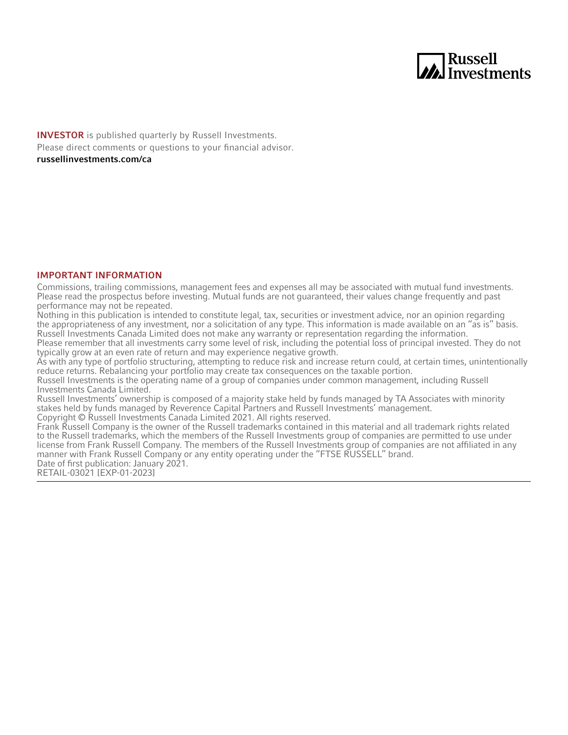Russell Investments

**INVESTOR** is published quarterly by Russell Investments.
Please direct comments or questions to your financial advisor.
**russellinvestments.com/ca**

## IMPORTANT INFORMATION

Commissions, trailing commissions, management fees and expenses all may be associated with mutual fund investments. Please read the prospectus before investing. Mutual funds are not guaranteed, their values change frequently and past performance may not be repeated.

Nothing in this publication is intended to constitute legal, tax, securities or investment advice, nor an opinion regarding the appropriateness of any investment, nor a solicitation of any type. This information is made available on an "as is" basis. Russell Investments Canada Limited does not make any warranty or representation regarding the information.

Please remember that all investments carry some level of risk, including the potential loss of principal invested. They do not typically grow at an even rate of return and may experience negative growth.

As with any type of portfolio structuring, attempting to reduce risk and increase return could, at certain times, unintentionally reduce returns. Rebalancing your portfolio may create tax consequences on the taxable portion.

Russell Investments is the operating name of a group of companies under common management, including Russell Investments Canada Limited.

Russell Investments' ownership is composed of a majority stake held by funds managed by TA Associates with minority stakes held by funds managed by Reverence Capital Partners and Russell Investments' management.

Copyright © Russell Investments Canada Limited 2021. All rights reserved.

Frank Russell Company is the owner of the Russell trademarks contained in this material and all trademark rights related to the Russell trademarks, which the members of the Russell Investments group of companies are permitted to use under license from Frank Russell Company. The members of the Russell Investments group of companies are not affiliated in any manner with Frank Russell Company or any entity operating under the "FTSE RUSSELL" brand.

Date of first publication: January 2021.

RETAIL-03021 [EXP-01-2023]